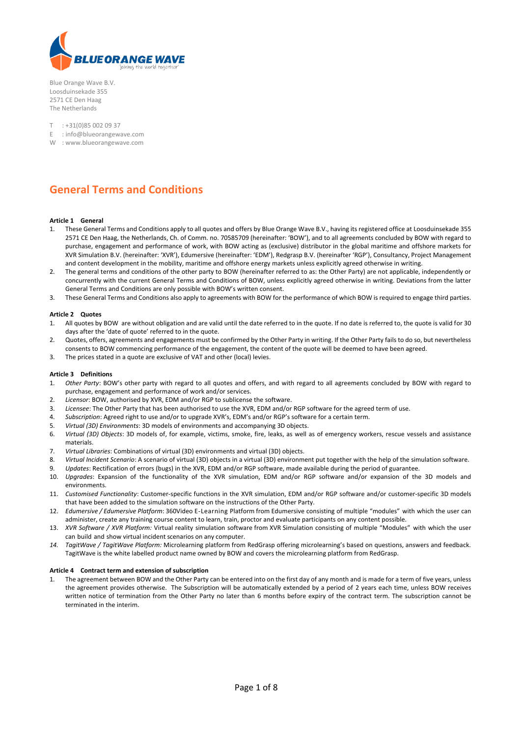Blue Orange Wave B.V.
Loosduinsekade 355
2571 CE Den Haag
The Netherlands

T : +31(0)85 002 09 37
E : info@blueorangewave.com
W : www.blueorangewave.com

# General Terms and Conditions

**Article 1 General**

1. These General Terms and Conditions apply to all quotes and offers by Blue Orange Wave B.V., having its registered office at Loosduinsekade 355 2571 CE Den Haag, the Netherlands, Ch. of Comm. no. 70585709 (hereinafter: 'BOW'), and to all agreements concluded by BOW with regard to purchase, engagement and performance of work, with BOW acting as (exclusive) distributor in the global maritime and offshore markets for XVR Simulation B.V. (hereinafter: 'XVR'), Edumersive (hereinafter: 'EDM'), Redgrasp B.V. (hereinafter 'RGP'), Consultancy, Project Management and content development in the mobility, maritime and offshore energy markets unless explicitly agreed otherwise in writing.
2. The general terms and conditions of the other party to BOW (hereinafter referred to as: the Other Party) are not applicable, independently or concurrently with the current General Terms and Conditions of BOW, unless explicitly agreed otherwise in writing. Deviations from the latter General Terms and Conditions are only possible with BOW's written consent.
3. These General Terms and Conditions also apply to agreements with BOW for the performance of which BOW is required to engage third parties.

**Article 2 Quotes**

1. All quotes by BOW are without obligation and are valid until the date referred to in the quote. If no date is referred to, the quote is valid for 30 days after the 'date of quote' referred to in the quote.
2. Quotes, offers, agreements and engagements must be confirmed by the Other Party in writing. If the Other Party fails to do so, but nevertheless consents to BOW commencing performance of the engagement, the content of the quote will be deemed to have been agreed.
3. The prices stated in a quote are exclusive of VAT and other (local) levies.

**Article 3 Definitions**

1. *Other Party*: BOW's other party with regard to all quotes and offers, and with regard to all agreements concluded by BOW with regard to purchase, engagement and performance of work and/or services.
2. *Licensor*: BOW, authorised by XVR, EDM and/or RGP to sublicense the software.
3. *Licensee*: The Other Party that has been authorised to use the XVR, EDM and/or RGP software for the agreed term of use.
4. *Subscription*: Agreed right to use and/or to upgrade XVR's, EDM's and/or RGP's software for a certain term.
5. *Virtual (3D) Environments*: 3D models of environments and accompanying 3D objects.
6. *Virtual (3D) Objects*: 3D models of, for example, victims, smoke, fire, leaks, as well as of emergency workers, rescue vessels and assistance materials.
7. *Virtual Libraries*: Combinations of virtual (3D) environments and virtual (3D) objects.
8. *Virtual Incident Scenario*: A scenario of virtual (3D) objects in a virtual (3D) environment put together with the help of the simulation software.
9. *Updates*: Rectification of errors (bugs) in the XVR, EDM and/or RGP software, made available during the period of guarantee.
10. *Upgrades*: Expansion of the functionality of the XVR simulation, EDM and/or RGP software and/or expansion of the 3D models and environments.
11. *Customised Functionality*: Customer-specific functions in the XVR simulation, EDM and/or RGP software and/or customer-specific 3D models that have been added to the simulation software on the instructions of the Other Party.
12. *Edumersive / Edumersive Platform*: 360Video E-Learning Platform from Edumersive consisting of multiple "modules" with which the user can administer, create any training course content to learn, train, proctor and evaluate participants on any content possible.
13. *XVR Software / XVR Platform:* Virtual reality simulation software from XVR Simulation consisting of multiple "Modules" with which the user can build and show virtual incident scenarios on any computer.
14. *TagitWave / TagitWave Platform:* Microlearning platform from RedGrasp offering microlearning's based on questions, answers and feedback. TagitWave is the white labelled product name owned by BOW and covers the microlearning platform from RedGrasp.

**Article 4 Contract term and extension of subscription**

1. The agreement between BOW and the Other Party can be entered into on the first day of any month and is made for a term of five years, unless the agreement provides otherwise. The Subscription will be automatically extended by a period of 2 years each time, unless BOW receives written notice of termination from the Other Party no later than 6 months before expiry of the contract term. The subscription cannot be terminated in the interim.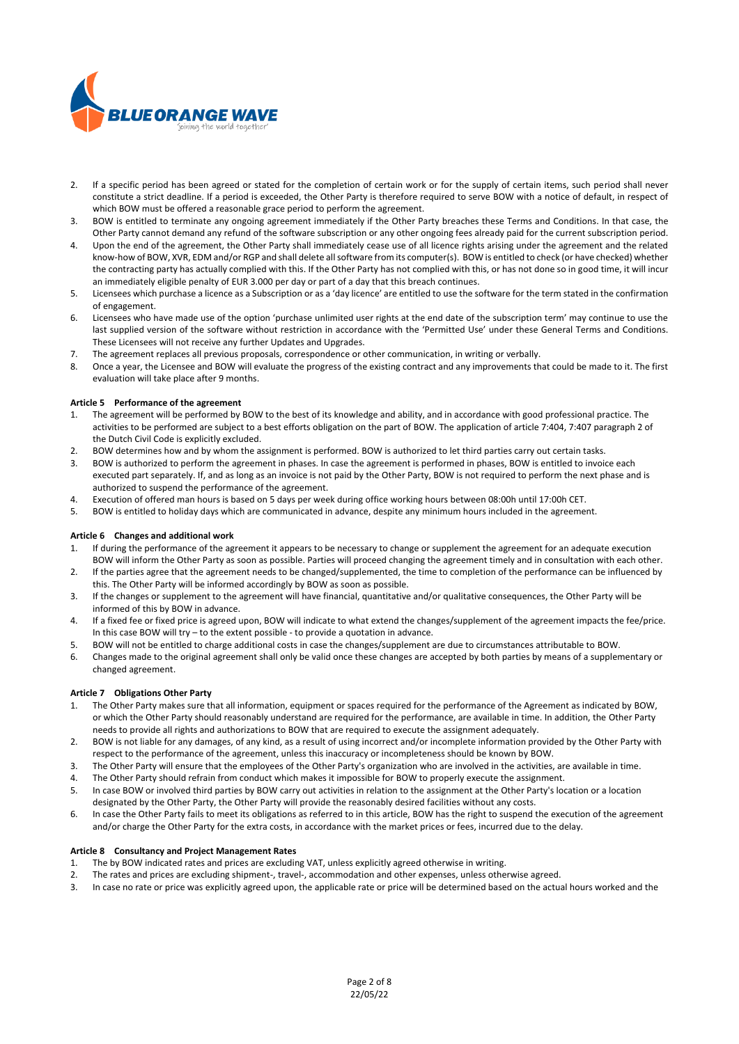2. If a specific period has been agreed or stated for the completion of certain work or for the supply of certain items, such period shall never constitute a strict deadline. If a period is exceeded, the Other Party is therefore required to serve BOW with a notice of default, in respect of which BOW must be offered a reasonable grace period to perform the agreement.
3. BOW is entitled to terminate any ongoing agreement immediately if the Other Party breaches these Terms and Conditions. In that case, the Other Party cannot demand any refund of the software subscription or any other ongoing fees already paid for the current subscription period.
4. Upon the end of the agreement, the Other Party shall immediately cease use of all licence rights arising under the agreement and the related know-how of BOW, XVR, EDM and/or RGP and shall delete all software from its computer(s). BOW is entitled to check (or have checked) whether the contracting party has actually complied with this. If the Other Party has not complied with this, or has not done so in good time, it will incur an immediately eligible penalty of EUR 3.000 per day or part of a day that this breach continues.
5. Licensees which purchase a licence as a Subscription or as a 'day licence' are entitled to use the software for the term stated in the confirmation of engagement.
6. Licensees who have made use of the option 'purchase unlimited user rights at the end date of the subscription term' may continue to use the last supplied version of the software without restriction in accordance with the 'Permitted Use' under these General Terms and Conditions. These Licensees will not receive any further Updates and Upgrades.
7. The agreement replaces all previous proposals, correspondence or other communication, in writing or verbally.
8. Once a year, the Licensee and BOW will evaluate the progress of the existing contract and any improvements that could be made to it. The first evaluation will take place after 9 months.

**Article 5 Performance of the agreement**

1. The agreement will be performed by BOW to the best of its knowledge and ability, and in accordance with good professional practice. The activities to be performed are subject to a best efforts obligation on the part of BOW. The application of article 7:404, 7:407 paragraph 2 of the Dutch Civil Code is explicitly excluded.
2. BOW determines how and by whom the assignment is performed. BOW is authorized to let third parties carry out certain tasks.
3. BOW is authorized to perform the agreement in phases. In case the agreement is performed in phases, BOW is entitled to invoice each executed part separately. If, and as long as an invoice is not paid by the Other Party, BOW is not required to perform the next phase and is authorized to suspend the performance of the agreement.
4. Execution of offered man hours is based on 5 days per week during office working hours between 08:00h until 17:00h CET.
5. BOW is entitled to holiday days which are communicated in advance, despite any minimum hours included in the agreement.

**Article 6 Changes and additional work**

1. If during the performance of the agreement it appears to be necessary to change or supplement the agreement for an adequate execution BOW will inform the Other Party as soon as possible. Parties will proceed changing the agreement timely and in consultation with each other.
2. If the parties agree that the agreement needs to be changed/supplemented, the time to completion of the performance can be influenced by this. The Other Party will be informed accordingly by BOW as soon as possible.
3. If the changes or supplement to the agreement will have financial, quantitative and/or qualitative consequences, the Other Party will be informed of this by BOW in advance.
4. If a fixed fee or fixed price is agreed upon, BOW will indicate to what extend the changes/supplement of the agreement impacts the fee/price. In this case BOW will try – to the extent possible - to provide a quotation in advance.
5. BOW will not be entitled to charge additional costs in case the changes/supplement are due to circumstances attributable to BOW.
6. Changes made to the original agreement shall only be valid once these changes are accepted by both parties by means of a supplementary or changed agreement.

**Article 7 Obligations Other Party**

1. The Other Party makes sure that all information, equipment or spaces required for the performance of the Agreement as indicated by BOW, or which the Other Party should reasonably understand are required for the performance, are available in time. In addition, the Other Party needs to provide all rights and authorizations to BOW that are required to execute the assignment adequately.
2. BOW is not liable for any damages, of any kind, as a result of using incorrect and/or incomplete information provided by the Other Party with respect to the performance of the agreement, unless this inaccuracy or incompleteness should be known by BOW.
3. The Other Party will ensure that the employees of the Other Party's organization who are involved in the activities, are available in time.
4. The Other Party should refrain from conduct which makes it impossible for BOW to properly execute the assignment.
5. In case BOW or involved third parties by BOW carry out activities in relation to the assignment at the Other Party's location or a location designated by the Other Party, the Other Party will provide the reasonably desired facilities without any costs.
6. In case the Other Party fails to meet its obligations as referred to in this article, BOW has the right to suspend the execution of the agreement and/or charge the Other Party for the extra costs, in accordance with the market prices or fees, incurred due to the delay.

**Article 8 Consultancy and Project Management Rates**

1. The by BOW indicated rates and prices are excluding VAT, unless explicitly agreed otherwise in writing.
2. The rates and prices are excluding shipment-, travel-, accommodation and other expenses, unless otherwise agreed.
3. In case no rate or price was explicitly agreed upon, the applicable rate or price will be determined based on the actual hours worked and the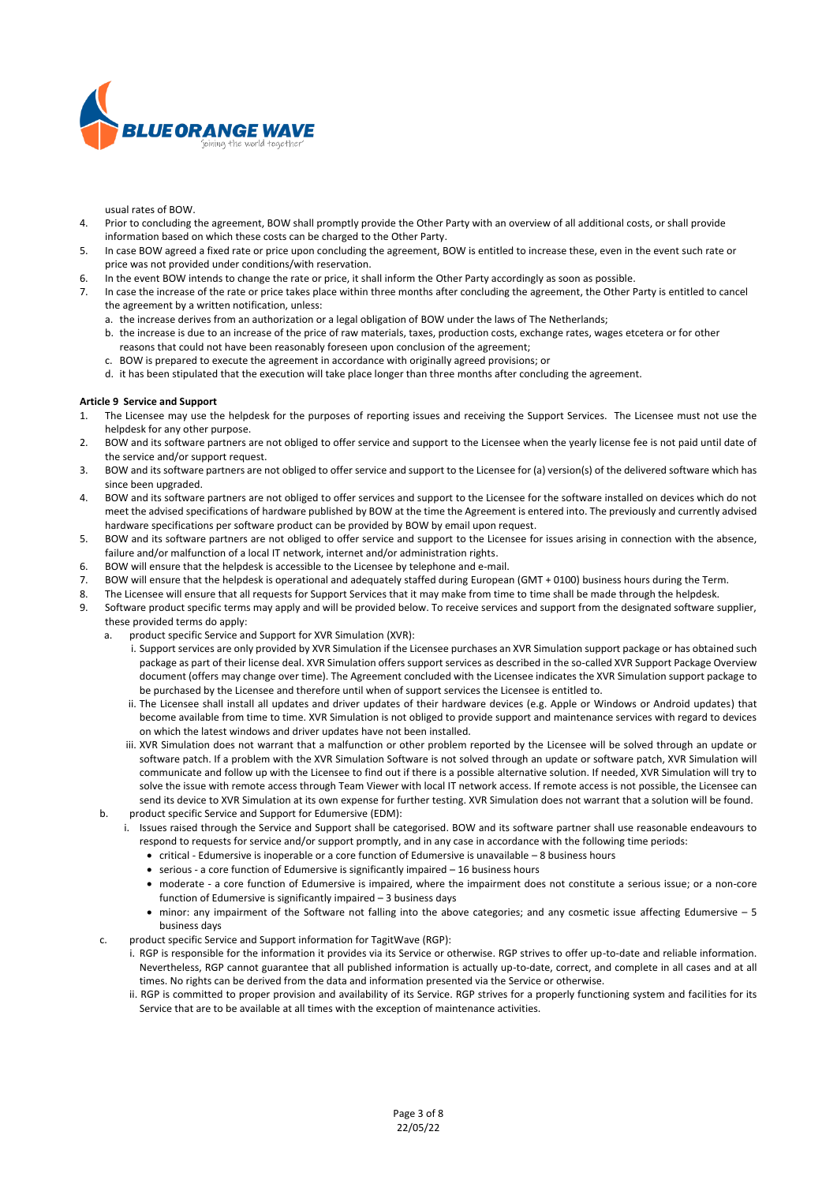usual rates of BOW.

4. Prior to concluding the agreement, BOW shall promptly provide the Other Party with an overview of all additional costs, or shall provide information based on which these costs can be charged to the Other Party.
5. In case BOW agreed a fixed rate or price upon concluding the agreement, BOW is entitled to increase these, even in the event such rate or price was not provided under conditions/with reservation.
6. In the event BOW intends to change the rate or price, it shall inform the Other Party accordingly as soon as possible.
7. In case the increase of the rate or price takes place within three months after concluding the agreement, the Other Party is entitled to cancel the agreement by a written notification, unless:
   a. the increase derives from an authorization or a legal obligation of BOW under the laws of The Netherlands;
   b. the increase is due to an increase of the price of raw materials, taxes, production costs, exchange rates, wages etcetera or for other reasons that could not have been reasonably foreseen upon conclusion of the agreement;
   c. BOW is prepared to execute the agreement in accordance with originally agreed provisions; or
   d. it has been stipulated that the execution will take place longer than three months after concluding the agreement.

**Article 9 Service and Support**

1. The Licensee may use the helpdesk for the purposes of reporting issues and receiving the Support Services. The Licensee must not use the helpdesk for any other purpose.
2. BOW and its software partners are not obliged to offer service and support to the Licensee when the yearly license fee is not paid until date of the service and/or support request.
3. BOW and its software partners are not obliged to offer service and support to the Licensee for (a) version(s) of the delivered software which has since been upgraded.
4. BOW and its software partners are not obliged to offer services and support to the Licensee for the software installed on devices which do not meet the advised specifications of hardware published by BOW at the time the Agreement is entered into. The previously and currently advised hardware specifications per software product can be provided by BOW by email upon request.
5. BOW and its software partners are not obliged to offer service and support to the Licensee for issues arising in connection with the absence, failure and/or malfunction of a local IT network, internet and/or administration rights.
6. BOW will ensure that the helpdesk is accessible to the Licensee by telephone and e-mail.
7. BOW will ensure that the helpdesk is operational and adequately staffed during European (GMT + 0100) business hours during the Term.
8. The Licensee will ensure that all requests for Support Services that it may make from time to time shall be made through the helpdesk.
9. Software product specific terms may apply and will be provided below. To receive services and support from the designated software supplier, these provided terms do apply:
   a. product specific Service and Support for XVR Simulation (XVR):
      i. Support services are only provided by XVR Simulation if the Licensee purchases an XVR Simulation support package or has obtained such package as part of their license deal. XVR Simulation offers support services as described in the so-called XVR Support Package Overview document (offers may change over time). The Agreement concluded with the Licensee indicates the XVR Simulation support package to be purchased by the Licensee and therefore until when of support services the Licensee is entitled to.
      ii. The Licensee shall install all updates and driver updates of their hardware devices (e.g. Apple or Windows or Android updates) that become available from time to time. XVR Simulation is not obliged to provide support and maintenance services with regard to devices on which the latest windows and driver updates have not been installed.
      iii. XVR Simulation does not warrant that a malfunction or other problem reported by the Licensee will be solved through an update or software patch. If a problem with the XVR Simulation Software is not solved through an update or software patch, XVR Simulation will communicate and follow up with the Licensee to find out if there is a possible alternative solution. If needed, XVR Simulation will try to solve the issue with remote access through Team Viewer with local IT network access. If remote access is not possible, the Licensee can send its device to XVR Simulation at its own expense for further testing. XVR Simulation does not warrant that a solution will be found.
   b. product specific Service and Support for Edumersive (EDM):
      i. Issues raised through the Service and Support shall be categorised. BOW and its software partner shall use reasonable endeavours to respond to requests for service and/or support promptly, and in any case in accordance with the following time periods:
         - critical - Edumersive is inoperable or a core function of Edumersive is unavailable – 8 business hours
         - serious - a core function of Edumersive is significantly impaired – 16 business hours
         - moderate - a core function of Edumersive is impaired, where the impairment does not constitute a serious issue; or a non-core function of Edumersive is significantly impaired – 3 business days
         - minor: any impairment of the Software not falling into the above categories; and any cosmetic issue affecting Edumersive – 5 business days
   c. product specific Service and Support information for TagitWave (RGP):
      i. RGP is responsible for the information it provides via its Service or otherwise. RGP strives to offer up-to-date and reliable information. Nevertheless, RGP cannot guarantee that all published information is actually up-to-date, correct, and complete in all cases and at all times. No rights can be derived from the data and information presented via the Service or otherwise.
      ii. RGP is committed to proper provision and availability of its Service. RGP strives for a properly functioning system and facilities for its Service that are to be available at all times with the exception of maintenance activities.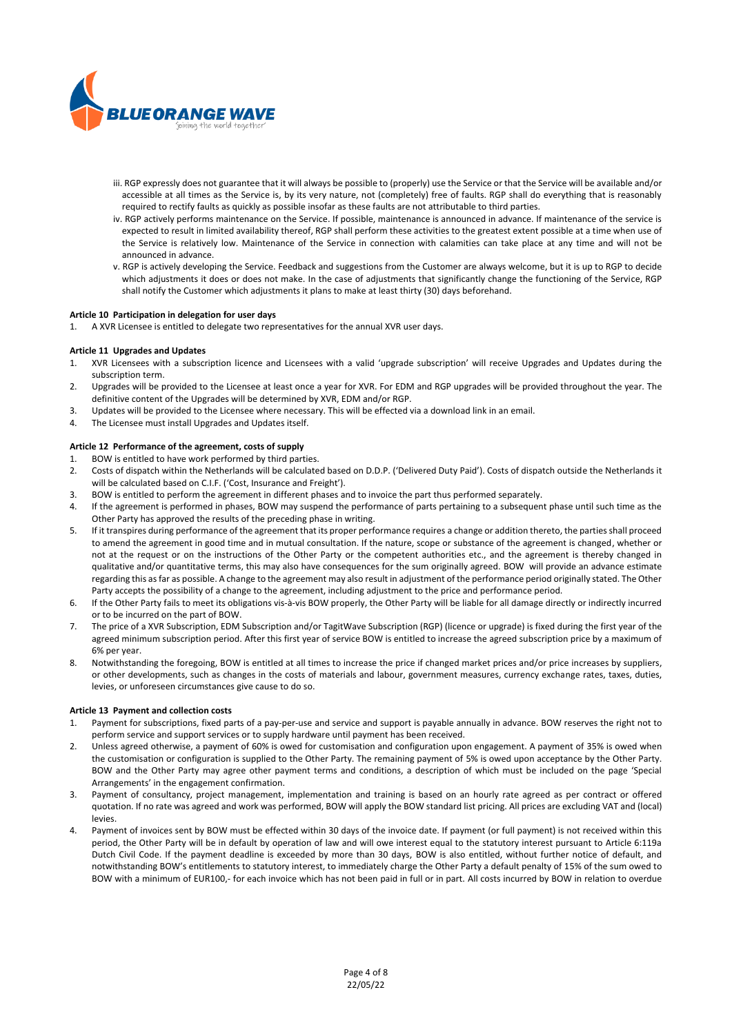iii. RGP expressly does not guarantee that it will always be possible to (properly) use the Service or that the Service will be available and/or accessible at all times as the Service is, by its very nature, not (completely) free of faults. RGP shall do everything that is reasonably required to rectify faults as quickly as possible insofar as these faults are not attributable to third parties.

iv. RGP actively performs maintenance on the Service. If possible, maintenance is announced in advance. If maintenance of the service is expected to result in limited availability thereof, RGP shall perform these activities to the greatest extent possible at a time when use of the Service is relatively low. Maintenance of the Service in connection with calamities can take place at any time and will not be announced in advance.

v. RGP is actively developing the Service. Feedback and suggestions from the Customer are always welcome, but it is up to RGP to decide which adjustments it does or does not make. In the case of adjustments that significantly change the functioning of the Service, RGP shall notify the Customer which adjustments it plans to make at least thirty (30) days beforehand.

**Article 10 Participation in delegation for user days**

1. A XVR Licensee is entitled to delegate two representatives for the annual XVR user days.

**Article 11 Upgrades and Updates**

1. XVR Licensees with a subscription licence and Licensees with a valid 'upgrade subscription' will receive Upgrades and Updates during the subscription term.
2. Upgrades will be provided to the Licensee at least once a year for XVR. For EDM and RGP upgrades will be provided throughout the year. The definitive content of the Upgrades will be determined by XVR, EDM and/or RGP.
3. Updates will be provided to the Licensee where necessary. This will be effected via a download link in an email.
4. The Licensee must install Upgrades and Updates itself.

**Article 12 Performance of the agreement, costs of supply**

1. BOW is entitled to have work performed by third parties.
2. Costs of dispatch within the Netherlands will be calculated based on D.D.P. ('Delivered Duty Paid'). Costs of dispatch outside the Netherlands it will be calculated based on C.I.F. ('Cost, Insurance and Freight').
3. BOW is entitled to perform the agreement in different phases and to invoice the part thus performed separately.
4. If the agreement is performed in phases, BOW may suspend the performance of parts pertaining to a subsequent phase until such time as the Other Party has approved the results of the preceding phase in writing.
5. If it transpires during performance of the agreement that its proper performance requires a change or addition thereto, the parties shall proceed to amend the agreement in good time and in mutual consultation. If the nature, scope or substance of the agreement is changed, whether or not at the request or on the instructions of the Other Party or the competent authorities etc., and the agreement is thereby changed in qualitative and/or quantitative terms, this may also have consequences for the sum originally agreed. BOW will provide an advance estimate regarding this as far as possible. A change to the agreement may also result in adjustment of the performance period originally stated. The Other Party accepts the possibility of a change to the agreement, including adjustment to the price and performance period.
6. If the Other Party fails to meet its obligations vis-à-vis BOW properly, the Other Party will be liable for all damage directly or indirectly incurred or to be incurred on the part of BOW.
7. The price of a XVR Subscription, EDM Subscription and/or TagitWave Subscription (RGP) (licence or upgrade) is fixed during the first year of the agreed minimum subscription period. After this first year of service BOW is entitled to increase the agreed subscription price by a maximum of 6% per year.
8. Notwithstanding the foregoing, BOW is entitled at all times to increase the price if changed market prices and/or price increases by suppliers, or other developments, such as changes in the costs of materials and labour, government measures, currency exchange rates, taxes, duties, levies, or unforeseen circumstances give cause to do so.

**Article 13 Payment and collection costs**

1. Payment for subscriptions, fixed parts of a pay-per-use and service and support is payable annually in advance. BOW reserves the right not to perform service and support services or to supply hardware until payment has been received.
2. Unless agreed otherwise, a payment of 60% is owed for customisation and configuration upon engagement. A payment of 35% is owed when the customisation or configuration is supplied to the Other Party. The remaining payment of 5% is owed upon acceptance by the Other Party. BOW and the Other Party may agree other payment terms and conditions, a description of which must be included on the page 'Special Arrangements' in the engagement confirmation.
3. Payment of consultancy, project management, implementation and training is based on an hourly rate agreed as per contract or offered quotation. If no rate was agreed and work was performed, BOW will apply the BOW standard list pricing. All prices are excluding VAT and (local) levies.
4. Payment of invoices sent by BOW must be effected within 30 days of the invoice date. If payment (or full payment) is not received within this period, the Other Party will be in default by operation of law and will owe interest equal to the statutory interest pursuant to Article 6:119a Dutch Civil Code. If the payment deadline is exceeded by more than 30 days, BOW is also entitled, without further notice of default, and notwithstanding BOW's entitlements to statutory interest, to immediately charge the Other Party a default penalty of 15% of the sum owed to BOW with a minimum of EUR100,- for each invoice which has not been paid in full or in part. All costs incurred by BOW in relation to overdue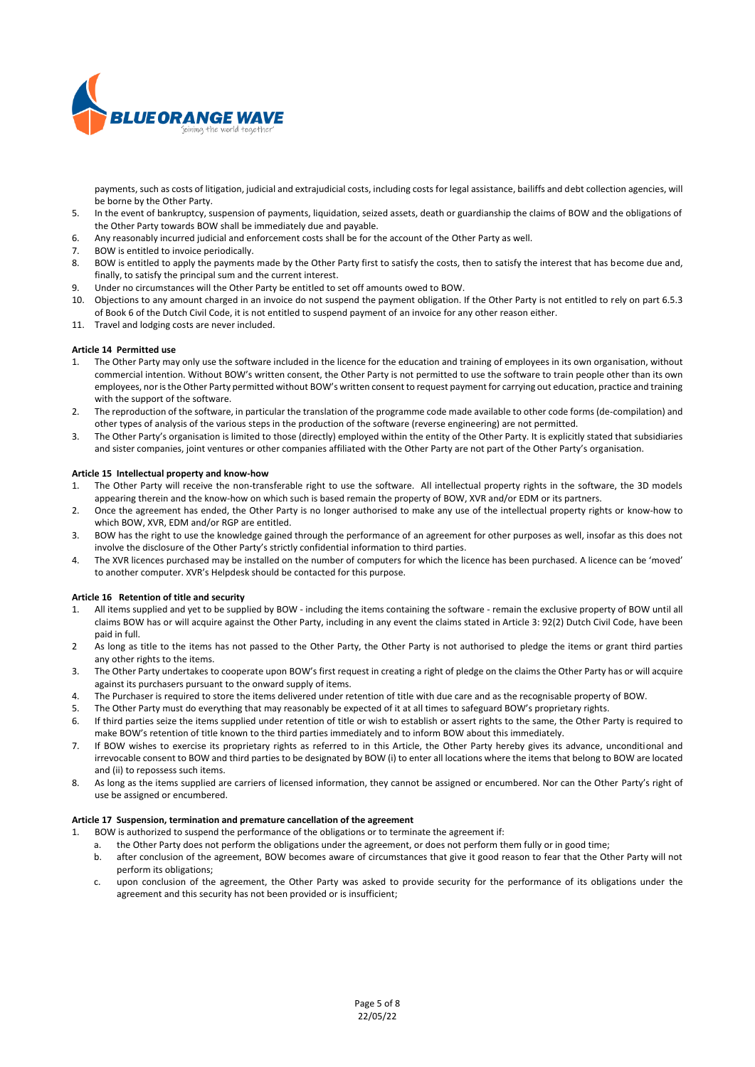payments, such as costs of litigation, judicial and extrajudicial costs, including costs for legal assistance, bailiffs and debt collection agencies, will be borne by the Other Party.

5. In the event of bankruptcy, suspension of payments, liquidation, seized assets, death or guardianship the claims of BOW and the obligations of the Other Party towards BOW shall be immediately due and payable.
6. Any reasonably incurred judicial and enforcement costs shall be for the account of the Other Party as well.
7. BOW is entitled to invoice periodically.
8. BOW is entitled to apply the payments made by the Other Party first to satisfy the costs, then to satisfy the interest that has become due and, finally, to satisfy the principal sum and the current interest.
9. Under no circumstances will the Other Party be entitled to set off amounts owed to BOW.
10. Objections to any amount charged in an invoice do not suspend the payment obligation. If the Other Party is not entitled to rely on part 6.5.3 of Book 6 of the Dutch Civil Code, it is not entitled to suspend payment of an invoice for any other reason either.
11. Travel and lodging costs are never included.

**Article 14 Permitted use**

1. The Other Party may only use the software included in the licence for the education and training of employees in its own organisation, without commercial intention. Without BOW's written consent, the Other Party is not permitted to use the software to train people other than its own employees, nor is the Other Party permitted without BOW's written consent to request payment for carrying out education, practice and training with the support of the software.
2. The reproduction of the software, in particular the translation of the programme code made available to other code forms (de-compilation) and other types of analysis of the various steps in the production of the software (reverse engineering) are not permitted.
3. The Other Party's organisation is limited to those (directly) employed within the entity of the Other Party. It is explicitly stated that subsidiaries and sister companies, joint ventures or other companies affiliated with the Other Party are not part of the Other Party's organisation.

**Article 15 Intellectual property and know-how**

1. The Other Party will receive the non-transferable right to use the software. All intellectual property rights in the software, the 3D models appearing therein and the know-how on which such is based remain the property of BOW, XVR and/or EDM or its partners.
2. Once the agreement has ended, the Other Party is no longer authorised to make any use of the intellectual property rights or know-how to which BOW, XVR, EDM and/or RGP are entitled.
3. BOW has the right to use the knowledge gained through the performance of an agreement for other purposes as well, insofar as this does not involve the disclosure of the Other Party's strictly confidential information to third parties.
4. The XVR licences purchased may be installed on the number of computers for which the licence has been purchased. A licence can be 'moved' to another computer. XVR's Helpdesk should be contacted for this purpose.

**Article 16 Retention of title and security**

1. All items supplied and yet to be supplied by BOW - including the items containing the software - remain the exclusive property of BOW until all claims BOW has or will acquire against the Other Party, including in any event the claims stated in Article 3: 92(2) Dutch Civil Code, have been paid in full.
2. As long as title to the items has not passed to the Other Party, the Other Party is not authorised to pledge the items or grant third parties any other rights to the items.
3. The Other Party undertakes to cooperate upon BOW's first request in creating a right of pledge on the claims the Other Party has or will acquire against its purchasers pursuant to the onward supply of items.
4. The Purchaser is required to store the items delivered under retention of title with due care and as the recognisable property of BOW.
5. The Other Party must do everything that may reasonably be expected of it at all times to safeguard BOW's proprietary rights.
6. If third parties seize the items supplied under retention of title or wish to establish or assert rights to the same, the Other Party is required to make BOW's retention of title known to the third parties immediately and to inform BOW about this immediately.
7. If BOW wishes to exercise its proprietary rights as referred to in this Article, the Other Party hereby gives its advance, unconditional and irrevocable consent to BOW and third parties to be designated by BOW (i) to enter all locations where the items that belong to BOW are located and (ii) to repossess such items.
8. As long as the items supplied are carriers of licensed information, they cannot be assigned or encumbered. Nor can the Other Party's right of use be assigned or encumbered.

**Article 17 Suspension, termination and premature cancellation of the agreement**

1. BOW is authorized to suspend the performance of the obligations or to terminate the agreement if:
   a. the Other Party does not perform the obligations under the agreement, or does not perform them fully or in good time;
   b. after conclusion of the agreement, BOW becomes aware of circumstances that give it good reason to fear that the Other Party will not perform its obligations;
   c. upon conclusion of the agreement, the Other Party was asked to provide security for the performance of its obligations under the agreement and this security has not been provided or is insufficient;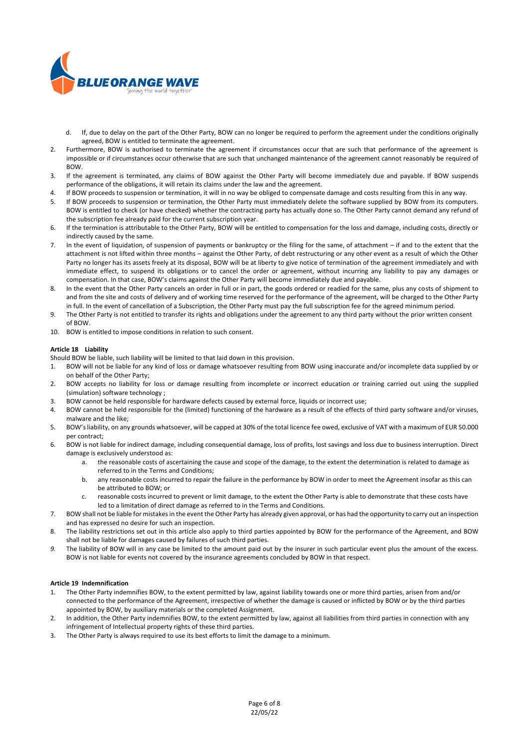d. If, due to delay on the part of the Other Party, BOW can no longer be required to perform the agreement under the conditions originally agreed, BOW is entitled to terminate the agreement.

2. Furthermore, BOW is authorised to terminate the agreement if circumstances occur that are such that performance of the agreement is impossible or if circumstances occur otherwise that are such that unchanged maintenance of the agreement cannot reasonably be required of BOW.
3. If the agreement is terminated, any claims of BOW against the Other Party will become immediately due and payable. If BOW suspends performance of the obligations, it will retain its claims under the law and the agreement.
4. If BOW proceeds to suspension or termination, it will in no way be obliged to compensate damage and costs resulting from this in any way.
5. If BOW proceeds to suspension or termination, the Other Party must immediately delete the software supplied by BOW from its computers. BOW is entitled to check (or have checked) whether the contracting party has actually done so. The Other Party cannot demand any refund of the subscription fee already paid for the current subscription year.
6. If the termination is attributable to the Other Party, BOW will be entitled to compensation for the loss and damage, including costs, directly or indirectly caused by the same.
7. In the event of liquidation, of suspension of payments or bankruptcy or the filing for the same, of attachment – if and to the extent that the attachment is not lifted within three months – against the Other Party, of debt restructuring or any other event as a result of which the Other Party no longer has its assets freely at its disposal, BOW will be at liberty to give notice of termination of the agreement immediately and with immediate effect, to suspend its obligations or to cancel the order or agreement, without incurring any liability to pay any damages or compensation. In that case, BOW's claims against the Other Party will become immediately due and payable.
8. In the event that the Other Party cancels an order in full or in part, the goods ordered or readied for the same, plus any costs of shipment to and from the site and costs of delivery and of working time reserved for the performance of the agreement, will be charged to the Other Party in full. In the event of cancellation of a Subscription, the Other Party must pay the full subscription fee for the agreed minimum period.
9. The Other Party is not entitled to transfer its rights and obligations under the agreement to any third party without the prior written consent of BOW.
10. BOW is entitled to impose conditions in relation to such consent.

**Article 18 Liability**

Should BOW be liable, such liability will be limited to that laid down in this provision.

1. BOW will not be liable for any kind of loss or damage whatsoever resulting from BOW using inaccurate and/or incomplete data supplied by or on behalf of the Other Party;
2. BOW accepts no liability for loss or damage resulting from incomplete or incorrect education or training carried out using the supplied (simulation) software technology ;
3. BOW cannot be held responsible for hardware defects caused by external force, liquids or incorrect use;
4. BOW cannot be held responsible for the (limited) functioning of the hardware as a result of the effects of third party software and/or viruses, malware and the like;
5. BOW's liability, on any grounds whatsoever, will be capped at 30% of the total licence fee owed, exclusive of VAT with a maximum of EUR 50.000 per contract;
6. BOW is not liable for indirect damage, including consequential damage, loss of profits, lost savings and loss due to business interruption. Direct damage is exclusively understood as:
   a. the reasonable costs of ascertaining the cause and scope of the damage, to the extent the determination is related to damage as referred to in the Terms and Conditions;
   b. any reasonable costs incurred to repair the failure in the performance by BOW in order to meet the Agreement insofar as this can be attributed to BOW; or
   c. reasonable costs incurred to prevent or limit damage, to the extent the Other Party is able to demonstrate that these costs have led to a limitation of direct damage as referred to in the Terms and Conditions.
7. BOW shall not be liable for mistakes in the event the Other Party has already given approval, or has had the opportunity to carry out an inspection and has expressed no desire for such an inspection.
8. The liability restrictions set out in this article also apply to third parties appointed by BOW for the performance of the Agreement, and BOW shall not be liable for damages caused by failures of such third parties.
9. The liability of BOW will in any case be limited to the amount paid out by the insurer in such particular event plus the amount of the excess. BOW is not liable for events not covered by the insurance agreements concluded by BOW in that respect.

**Article 19 Indemnification**

1. The Other Party indemnifies BOW, to the extent permitted by law, against liability towards one or more third parties, arisen from and/or connected to the performance of the Agreement, irrespective of whether the damage is caused or inflicted by BOW or by the third parties appointed by BOW, by auxiliary materials or the completed Assignment.
2. In addition, the Other Party indemnifies BOW, to the extent permitted by law, against all liabilities from third parties in connection with any infringement of Intellectual property rights of these third parties.
3. The Other Party is always required to use its best efforts to limit the damage to a minimum.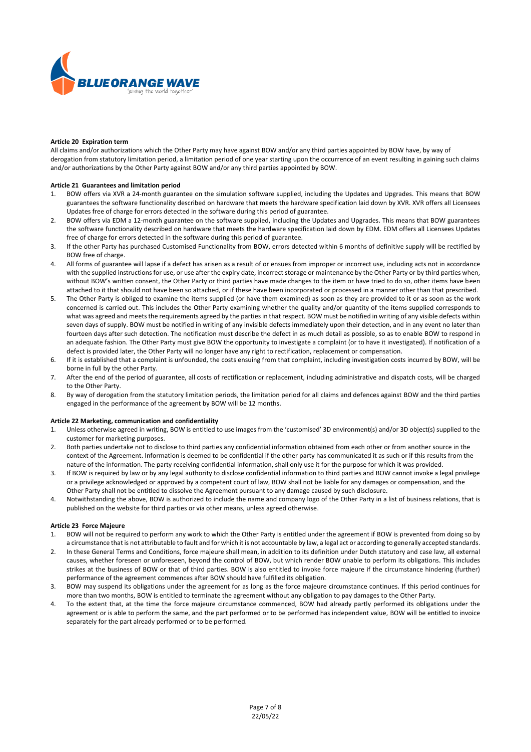**Article 20 Expiration term**

All claims and/or authorizations which the Other Party may have against BOW and/or any third parties appointed by BOW have, by way of derogation from statutory limitation period, a limitation period of one year starting upon the occurrence of an event resulting in gaining such claims and/or authorizations by the Other Party against BOW and/or any third parties appointed by BOW.

**Article 21 Guarantees and limitation period**

1. BOW offers via XVR a 24-month guarantee on the simulation software supplied, including the Updates and Upgrades. This means that BOW guarantees the software functionality described on hardware that meets the hardware specification laid down by XVR. XVR offers all Licensees Updates free of charge for errors detected in the software during this period of guarantee.
2. BOW offers via EDM a 12-month guarantee on the software supplied, including the Updates and Upgrades. This means that BOW guarantees the software functionality described on hardware that meets the hardware specification laid down by EDM. EDM offers all Licensees Updates free of charge for errors detected in the software during this period of guarantee.
3. If the other Party has purchased Customised Functionality from BOW, errors detected within 6 months of definitive supply will be rectified by BOW free of charge.
4. All forms of guarantee will lapse if a defect has arisen as a result of or ensues from improper or incorrect use, including acts not in accordance with the supplied instructions for use, or use after the expiry date, incorrect storage or maintenance by the Other Party or by third parties when, without BOW's written consent, the Other Party or third parties have made changes to the item or have tried to do so, other items have been attached to it that should not have been so attached, or if these have been incorporated or processed in a manner other than that prescribed.
5. The Other Party is obliged to examine the items supplied (or have them examined) as soon as they are provided to it or as soon as the work concerned is carried out. This includes the Other Party examining whether the quality and/or quantity of the items supplied corresponds to what was agreed and meets the requirements agreed by the parties in that respect. BOW must be notified in writing of any visible defects within seven days of supply. BOW must be notified in writing of any invisible defects immediately upon their detection, and in any event no later than fourteen days after such detection. The notification must describe the defect in as much detail as possible, so as to enable BOW to respond in an adequate fashion. The Other Party must give BOW the opportunity to investigate a complaint (or to have it investigated). If notification of a defect is provided later, the Other Party will no longer have any right to rectification, replacement or compensation.
6. If it is established that a complaint is unfounded, the costs ensuing from that complaint, including investigation costs incurred by BOW, will be borne in full by the other Party.
7. After the end of the period of guarantee, all costs of rectification or replacement, including administrative and dispatch costs, will be charged to the Other Party.
8. By way of derogation from the statutory limitation periods, the limitation period for all claims and defences against BOW and the third parties engaged in the performance of the agreement by BOW will be 12 months.

**Article 22 Marketing, communication and confidentiality**

1. Unless otherwise agreed in writing, BOW is entitled to use images from the 'customised' 3D environment(s) and/or 3D object(s) supplied to the customer for marketing purposes.
2. Both parties undertake not to disclose to third parties any confidential information obtained from each other or from another source in the context of the Agreement. Information is deemed to be confidential if the other party has communicated it as such or if this results from the nature of the information. The party receiving confidential information, shall only use it for the purpose for which it was provided.
3. If BOW is required by law or by any legal authority to disclose confidential information to third parties and BOW cannot invoke a legal privilege or a privilege acknowledged or approved by a competent court of law, BOW shall not be liable for any damages or compensation, and the Other Party shall not be entitled to dissolve the Agreement pursuant to any damage caused by such disclosure.
4. Notwithstanding the above, BOW is authorized to include the name and company logo of the Other Party in a list of business relations, that is published on the website for third parties or via other means, unless agreed otherwise.

**Article 23 Force Majeure**

1. BOW will not be required to perform any work to which the Other Party is entitled under the agreement if BOW is prevented from doing so by a circumstance that is not attributable to fault and for which it is not accountable by law, a legal act or according to generally accepted standards.
2. In these General Terms and Conditions, force majeure shall mean, in addition to its definition under Dutch statutory and case law, all external causes, whether foreseen or unforeseen, beyond the control of BOW, but which render BOW unable to perform its obligations. This includes strikes at the business of BOW or that of third parties. BOW is also entitled to invoke force majeure if the circumstance hindering (further) performance of the agreement commences after BOW should have fulfilled its obligation.
3. BOW may suspend its obligations under the agreement for as long as the force majeure circumstance continues. If this period continues for more than two months, BOW is entitled to terminate the agreement without any obligation to pay damages to the Other Party.
4. To the extent that, at the time the force majeure circumstance commenced, BOW had already partly performed its obligations under the agreement or is able to perform the same, and the part performed or to be performed has independent value, BOW will be entitled to invoice separately for the part already performed or to be performed.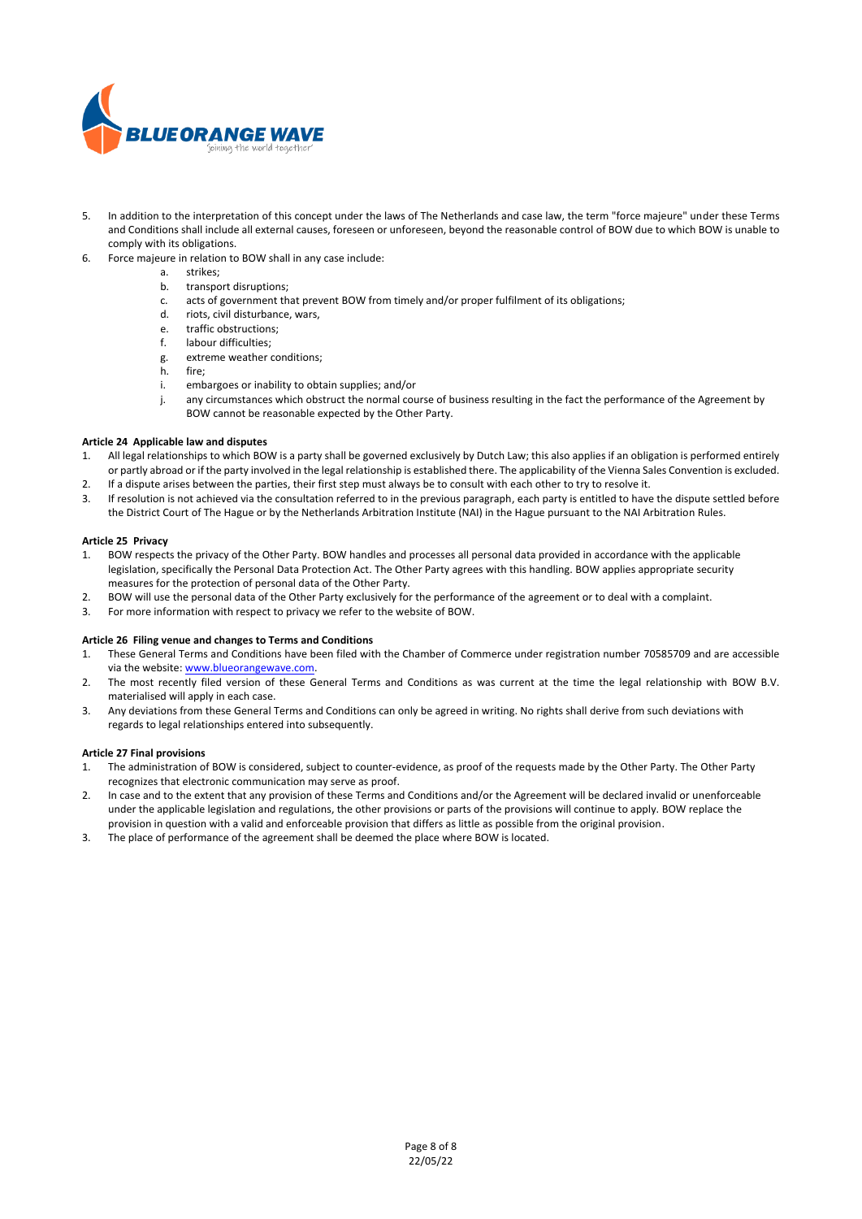5. In addition to the interpretation of this concept under the laws of The Netherlands and case law, the term "force majeure" under these Terms and Conditions shall include all external causes, foreseen or unforeseen, beyond the reasonable control of BOW due to which BOW is unable to comply with its obligations.
6. Force majeure in relation to BOW shall in any case include:
   a. strikes;
   b. transport disruptions;
   c. acts of government that prevent BOW from timely and/or proper fulfilment of its obligations;
   d. riots, civil disturbance, wars,
   e. traffic obstructions;
   f. labour difficulties;
   g. extreme weather conditions;
   h. fire;
   i. embargoes or inability to obtain supplies; and/or
   j. any circumstances which obstruct the normal course of business resulting in the fact the performance of the Agreement by BOW cannot be reasonable expected by the Other Party.

**Article 24 Applicable law and disputes**

1. All legal relationships to which BOW is a party shall be governed exclusively by Dutch Law; this also applies if an obligation is performed entirely or partly abroad or if the party involved in the legal relationship is established there. The applicability of the Vienna Sales Convention is excluded.
2. If a dispute arises between the parties, their first step must always be to consult with each other to try to resolve it.
3. If resolution is not achieved via the consultation referred to in the previous paragraph, each party is entitled to have the dispute settled before the District Court of The Hague or by the Netherlands Arbitration Institute (NAI) in the Hague pursuant to the NAI Arbitration Rules.

**Article 25 Privacy**

1. BOW respects the privacy of the Other Party. BOW handles and processes all personal data provided in accordance with the applicable legislation, specifically the Personal Data Protection Act. The Other Party agrees with this handling. BOW applies appropriate security measures for the protection of personal data of the Other Party.
2. BOW will use the personal data of the Other Party exclusively for the performance of the agreement or to deal with a complaint.
3. For more information with respect to privacy we refer to the website of BOW.

**Article 26 Filing venue and changes to Terms and Conditions**

1. These General Terms and Conditions have been filed with the Chamber of Commerce under registration number 70585709 and are accessible via the website: www.blueorangewave.com.
2. The most recently filed version of these General Terms and Conditions as was current at the time the legal relationship with BOW B.V. materialised will apply in each case.
3. Any deviations from these General Terms and Conditions can only be agreed in writing. No rights shall derive from such deviations with regards to legal relationships entered into subsequently.

**Article 27 Final provisions**

1. The administration of BOW is considered, subject to counter-evidence, as proof of the requests made by the Other Party. The Other Party recognizes that electronic communication may serve as proof.
2. In case and to the extent that any provision of these Terms and Conditions and/or the Agreement will be declared invalid or unenforceable under the applicable legislation and regulations, the other provisions or parts of the provisions will continue to apply. BOW replace the provision in question with a valid and enforceable provision that differs as little as possible from the original provision.
3. The place of performance of the agreement shall be deemed the place where BOW is located.